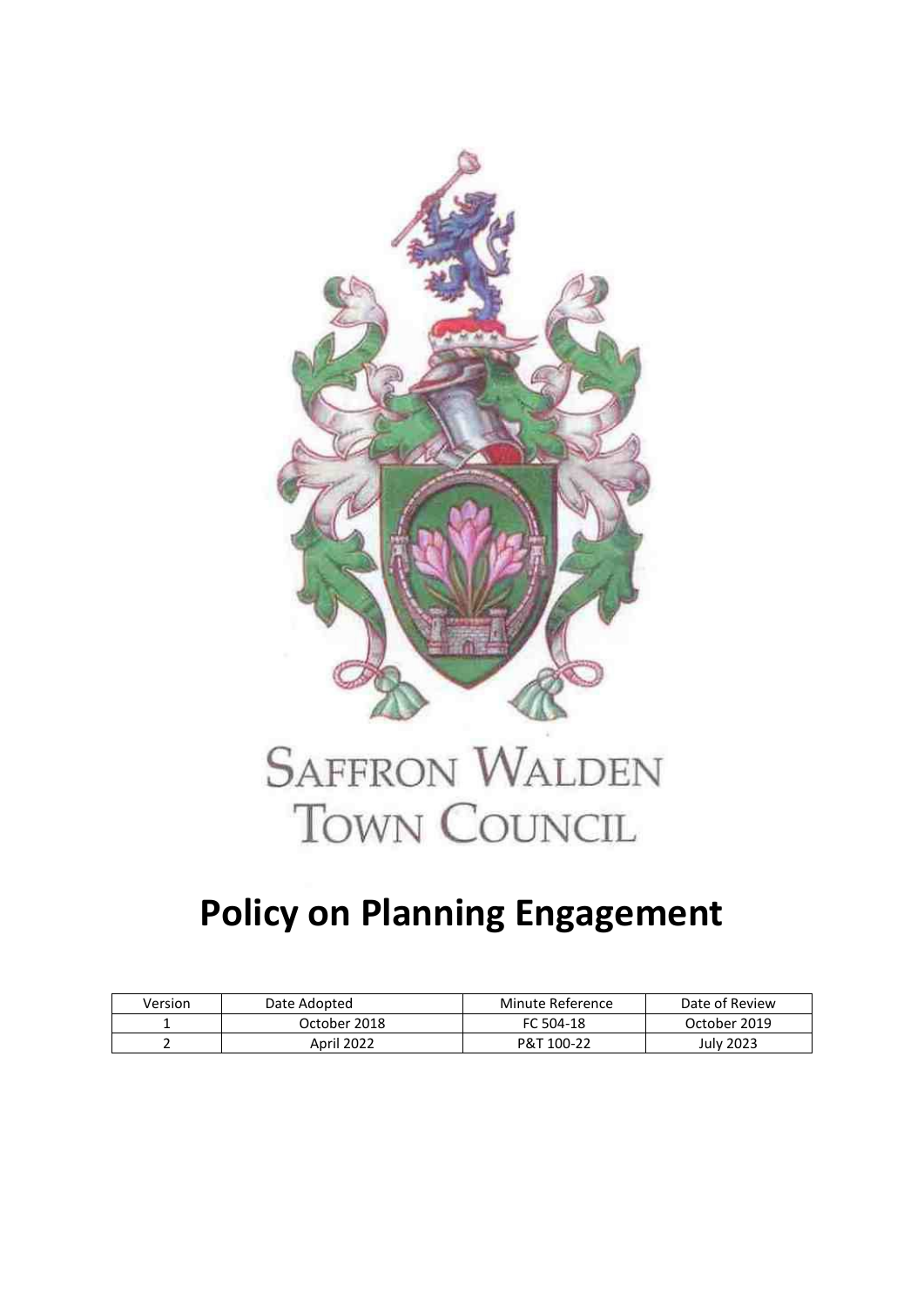Saffron Walden Town Council

# Policy on Planning Engagement

| Version | Date Adopted | Minute Reference | Date of Review |
| --- | --- | --- | --- |
| 1 | October 2018 | FC 504-18 | October 2019 |
| 2 | April 2022 | P&T 100-22 | July 2023 |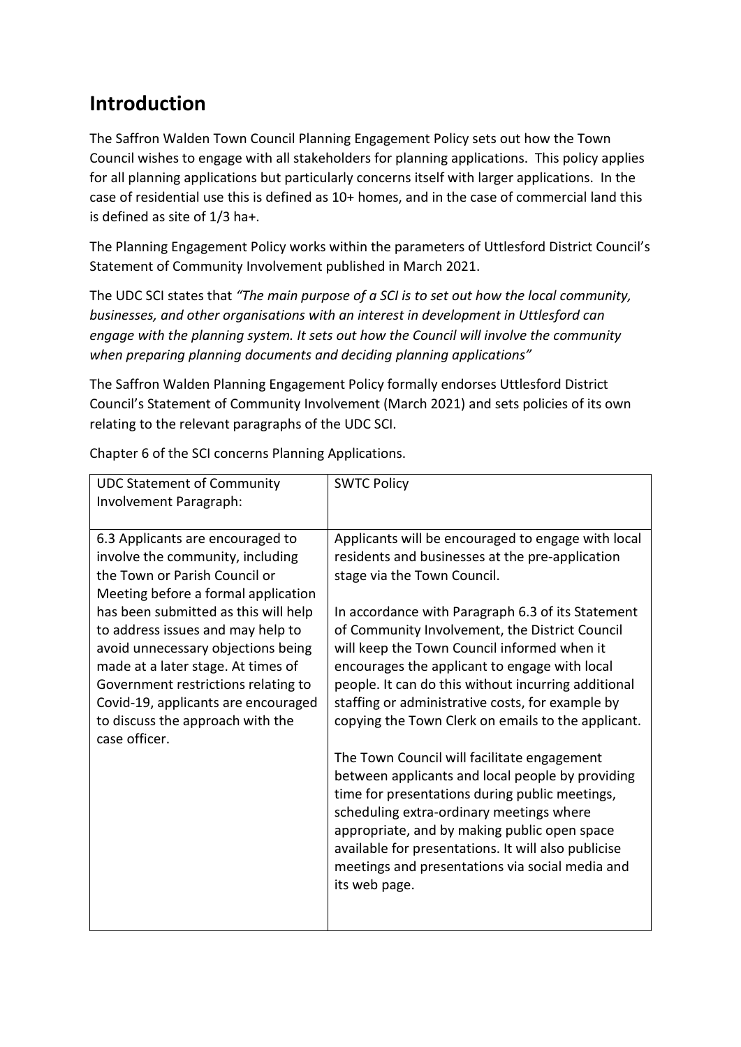## Introduction

The Saffron Walden Town Council Planning Engagement Policy sets out how the Town Council wishes to engage with all stakeholders for planning applications. This policy applies for all planning applications but particularly concerns itself with larger applications. In the case of residential use this is defined as 10+ homes, and in the case of commercial land this is defined as site of 1/3 ha+.

The Planning Engagement Policy works within the parameters of Uttlesford District Council's Statement of Community Involvement published in March 2021.

The UDC SCI states that *"The main purpose of a SCI is to set out how the local community, businesses, and other organisations with an interest in development in Uttlesford can engage with the planning system. It sets out how the Council will involve the community when preparing planning documents and deciding planning applications"*

The Saffron Walden Planning Engagement Policy formally endorses Uttlesford District Council's Statement of Community Involvement (March 2021) and sets policies of its own relating to the relevant paragraphs of the UDC SCI.

Chapter 6 of the SCI concerns Planning Applications.

| UDC Statement of Community Involvement Paragraph: | SWTC Policy |
|---|---|
| 6.3 Applicants are encouraged to involve the community, including the Town or Parish Council or Meeting before a formal application has been submitted as this will help to address issues and may help to avoid unnecessary objections being made at a later stage. At times of Government restrictions relating to Covid-19, applicants are encouraged to discuss the approach with the case officer. | Applicants will be encouraged to engage with local residents and businesses at the pre-application stage via the Town Council.<br><br>In accordance with Paragraph 6.3 of its Statement of Community Involvement, the District Council will keep the Town Council informed when it encourages the applicant to engage with local people. It can do this without incurring additional staffing or administrative costs, for example by copying the Town Clerk on emails to the applicant.<br><br>The Town Council will facilitate engagement between applicants and local people by providing time for presentations during public meetings, scheduling extra-ordinary meetings where appropriate, and by making public open space available for presentations. It will also publicise meetings and presentations via social media and its web page. |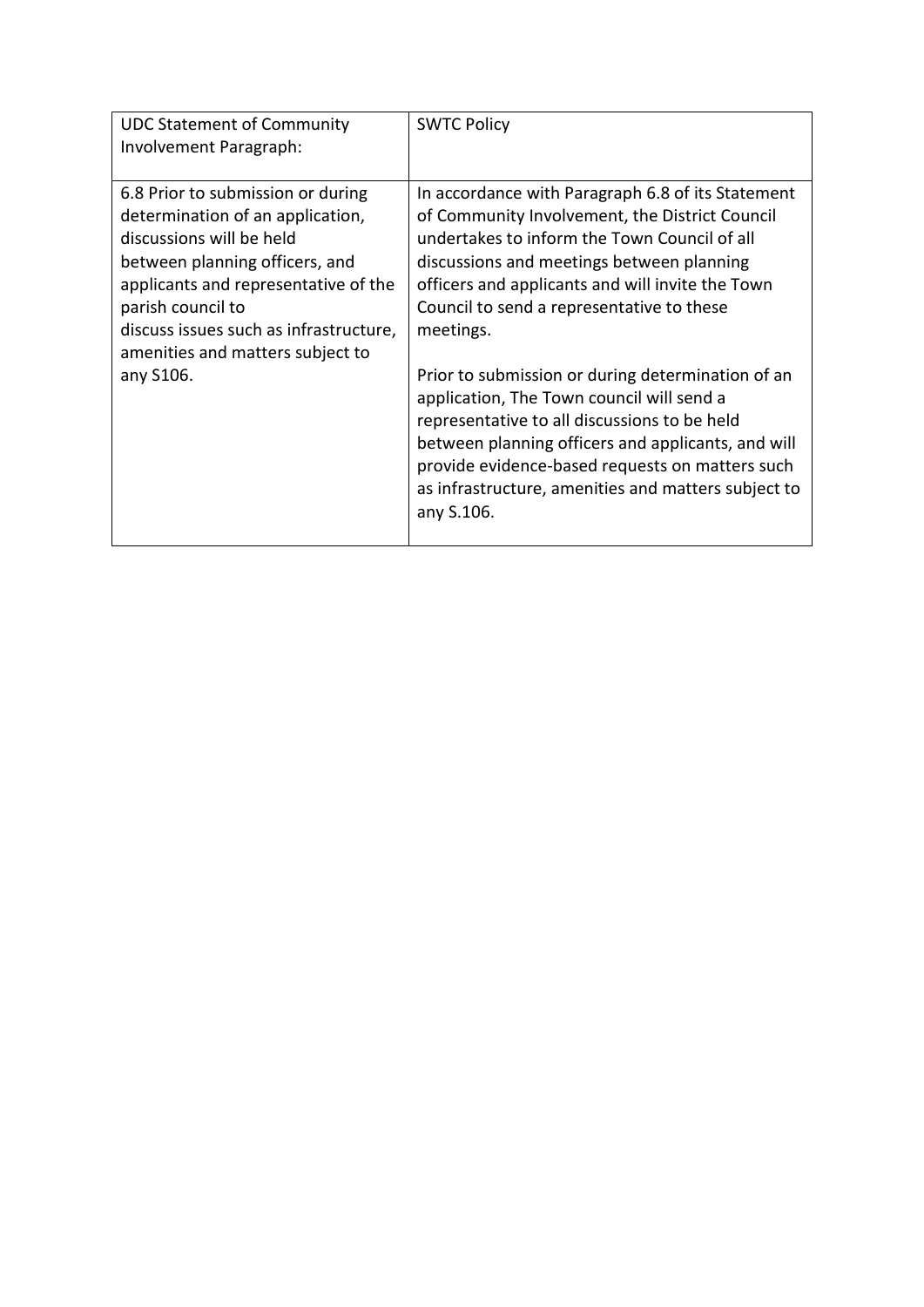| UDC Statement of Community Involvement Paragraph: | SWTC Policy |
|---|---|
| 6.8 Prior to submission or during determination of an application, discussions will be held between planning officers, and applicants and representative of the parish council to discuss issues such as infrastructure, amenities and matters subject to any S106. | In accordance with Paragraph 6.8 of its Statement of Community Involvement, the District Council undertakes to inform the Town Council of all discussions and meetings between planning officers and applicants and will invite the Town Council to send a representative to these meetings.<br><br>Prior to submission or during determination of an application, The Town council will send a representative to all discussions to be held between planning officers and applicants, and will provide evidence-based requests on matters such as infrastructure, amenities and matters subject to any S.106. |